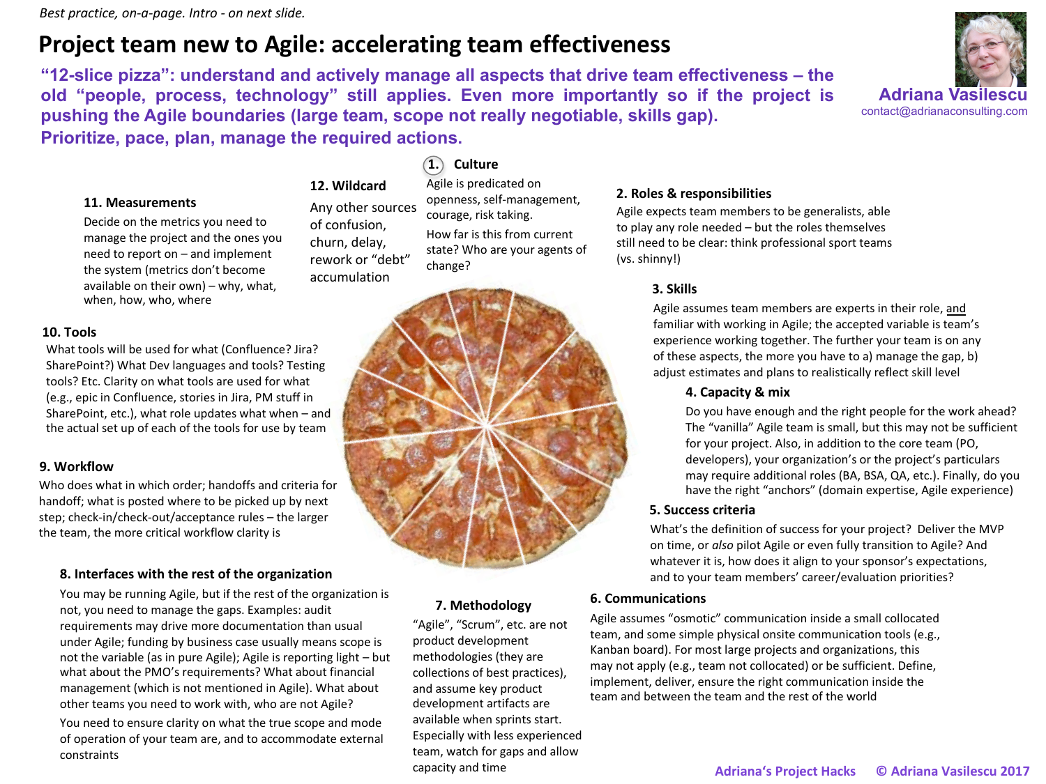*Best practice, on-a-page. Intro - on next slide.*

# Project team new to Agile: accelerating team effectiveness

**"12-slice pizza": understand and actively manage all aspects that drive team effectiveness – the old "people, process, technology" still applies. Even more importantly so if the project is pushing the Agile boundaries (large team, scope not really negotiable, skills gap).**

**Prioritize, pace, plan, manage the required actions.**

**Adriana Vasilescu**
contact@adrianaconsulting.com

### 1. Culture

Agile is predicated on openness, self-management, courage, risk taking.

How far is this from current state? Who are your agents of change?

### 2. Roles & responsibilities

Agile expects team members to be generalists, able to play any role needed – but the roles themselves still need to be clear: think professional sport teams (vs. shinny!)

### 3. Skills

Agile assumes team members are experts in their role, <u>and</u> familiar with working in Agile; the accepted variable is team's experience working together. The further your team is on any of these aspects, the more you have to a) manage the gap, b) adjust estimates and plans to realistically reflect skill level

### 4. Capacity & mix

Do you have enough and the right people for the work ahead? The "vanilla" Agile team is small, but this may not be sufficient for your project. Also, in addition to the core team (PO, developers), your organization's or the project's particulars may require additional roles (BA, BSA, QA, etc.). Finally, do you have the right "anchors" (domain expertise, Agile experience)

### 5. Success criteria

What's the definition of success for your project? Deliver the MVP on time, or *also* pilot Agile or even fully transition to Agile? And whatever it is, how does it align to your sponsor's expectations, and to your team members' career/evaluation priorities?

### 6. Communications

Agile assumes "osmotic" communication inside a small collocated team, and some simple physical onsite communication tools (e.g., Kanban board). For most large projects and organizations, this may not apply (e.g., team not collocated) or be sufficient. Define, implement, deliver, ensure the right communication inside the team and between the team and the rest of the world

### 7. Methodology

"Agile", "Scrum", etc. are not product development methodologies (they are collections of best practices), and assume key product development artifacts are available when sprints start. Especially with less experienced team, watch for gaps and allow capacity and time

### 8. Interfaces with the rest of the organization

You may be running Agile, but if the rest of the organization is not, you need to manage the gaps. Examples: audit requirements may drive more documentation than usual under Agile; funding by business case usually means scope is not the variable (as in pure Agile); Agile is reporting light – but what about the PMO's requirements? What about financial management (which is not mentioned in Agile). What about other teams you need to work with, who are not Agile?

You need to ensure clarity on what the true scope and mode of operation of your team are, and to accommodate external constraints

### 9. Workflow

Who does what in which order; handoffs and criteria for handoff; what is posted where to be picked up by next step; check-in/check-out/acceptance rules – the larger the team, the more critical workflow clarity is

### 10. Tools

What tools will be used for what (Confluence? Jira? SharePoint?) What Dev languages and tools? Testing tools? Etc. Clarity on what tools are used for what (e.g., epic in Confluence, stories in Jira, PM stuff in SharePoint, etc.), what role updates what when – and the actual set up of each of the tools for use by team

### 11. Measurements

Decide on the metrics you need to manage the project and the ones you need to report on – and implement the system (metrics don't become available on their own) – why, what, when, how, who, where

### 12. Wildcard

Any other sources of confusion, churn, delay, rework or "debt" accumulation

Adriana's Project Hacks © Adriana Vasilescu 2017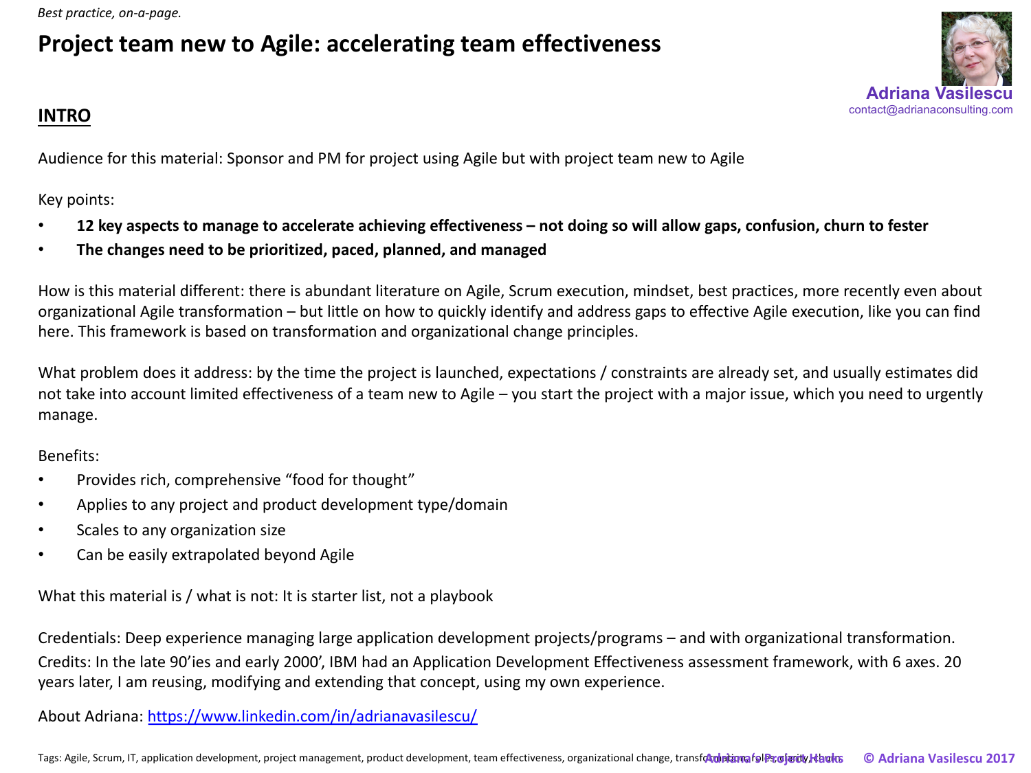*Best practice, on-a-page.*

# Project team new to Agile: accelerating team effectiveness

**Adriana Vasilescu**
contact@adrianaconsulting.com

## INTRO

Audience for this material: Sponsor and PM for project using Agile but with project team new to Agile

Key points:

- **12 key aspects to manage to accelerate achieving effectiveness – not doing so will allow gaps, confusion, churn to fester**
- **The changes need to be prioritized, paced, planned, and managed**

How is this material different: there is abundant literature on Agile, Scrum execution, mindset, best practices, more recently even about organizational Agile transformation – but little on how to quickly identify and address gaps to effective Agile execution, like you can find here. This framework is based on transformation and organizational change principles.

What problem does it address: by the time the project is launched, expectations / constraints are already set, and usually estimates did not take into account limited effectiveness of a team new to Agile – you start the project with a major issue, which you need to urgently manage.

Benefits:

- Provides rich, comprehensive "food for thought"
- Applies to any project and product development type/domain
- Scales to any organization size
- Can be easily extrapolated beyond Agile

What this material is / what is not: It is starter list, not a playbook

Credentials: Deep experience managing large application development projects/programs – and with organizational transformation.

Credits: In the late 90'ies and early 2000', IBM had an Application Development Effectiveness assessment framework, with 6 axes. 20 years later, I am reusing, modifying and extending that concept, using my own experience.

About Adriana: [https://www.linkedin.com/in/adrianavasilescu/](https://www.linkedin.com/in/adrianavasilescu/)

Tags: Agile, Scrum, IT, application development, project management, product development, team effectiveness, organizational change, transformation, roles, clarity, churn

Adriana's Project Hacks © Adriana Vasilescu 2017